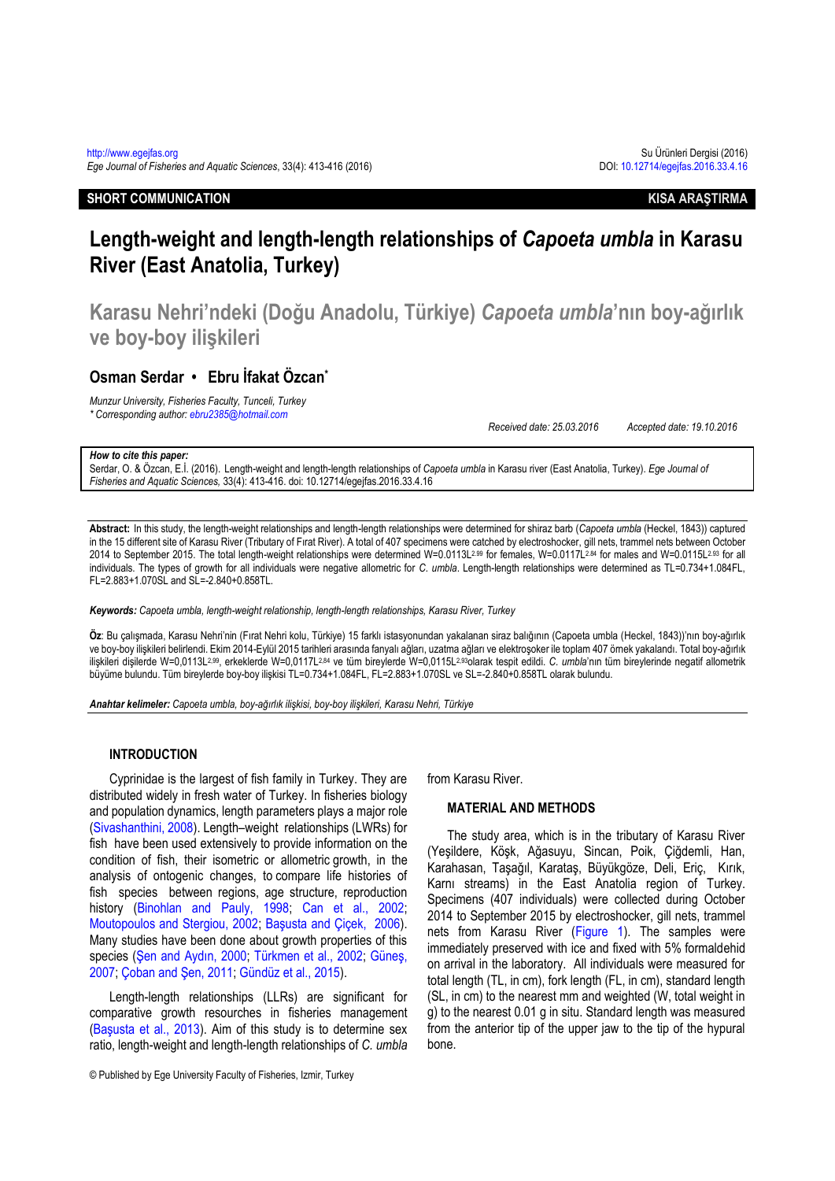SHORT COMMUNICATION — KISA ARAŞTIRMA

# Length-weight and length-length relationships of *Capoeta umbla* in Karasu River (East Anatolia, Turkey)

## Karasu Nehri'ndeki (Doğu Anadolu, Türkiye) *Capoeta umbla*'nın boy-ağırlık ve boy-boy ilişkileri

**Osman Serdar • Ebru İfakat Özcan***

*Munzur University, Fisheries Faculty, Tunceli, Turkey*
*\* Corresponding author: ebru2385@hotmail.com*

*Received date: 25.03.2016 Accepted date: 19.10.2016*

***How to cite this paper:***
Serdar, O. & Özcan, E.İ. (2016). Length-weight and length-length relationships of *Capoeta umbla* in Karasu river (East Anatolia, Turkey). *Ege Journal of Fisheries and Aquatic Sciences,* 33(4): 413-416. doi: 10.12714/egejfas.2016.33.4.16

**Abstract:** In this study, the length-weight relationships and length-length relationships were determined for shiraz barb (*Capoeta umbla* (Heckel, 1843)) captured in the 15 different site of Karasu River (Tributary of Fırat River). A total of 407 specimens were catched by electroshocker, gill nets, trammel nets between October 2014 to September 2015. The total length-weight relationships were determined $W=0.0113L^{2.99}$ for females, $W=0.0117L^{2.84}$ for males and $W=0.0115L^{2.93}$ for all individuals. The types of growth for all individuals were negative allometric for *C. umbla*. Length-length relationships were determined as TL=0.734+1.084FL, FL=2.883+1.070SL and SL=-2.840+0.858TL.

***Keywords:*** *Capoeta umbla, length-weight relationship, length-length relationships, Karasu River, Turkey*

**Öz**: Bu çalışmada, Karasu Nehri'nin (Fırat Nehri kolu, Türkiye) 15 farklı istasyonundan yakalanan siraz balığının (Capoeta umbla (Heckel, 1843))'nın boy-ağırlık ve boy-boy ilişkileri belirlendi. Ekim 2014-Eylül 2015 tarihleri arasında fanyalı ağları, uzatma ağları ve elektroşoker ile toplam 407 örnek yakalandı. Total boy-ağırlık ilişkileri dişilerde $W=0,0113L^{2,99}$, erkeklerde $W=0,0117L^{2,84}$ ve tüm bireylerde $W=0,0115L^{2,93}$olarak tespit edildi. *C. umbla*'nın tüm bireylerinde negatif allometrik büyüme bulundu. Tüm bireylerde boy-boy ilişkisi TL=0.734+1.084FL, FL=2.883+1.070SL ve SL=-2.840+0.858TL olarak bulundu.

***Anahtar kelimeler:*** *Capoeta umbla, boy-ağırlık ilişkisi, boy-boy ilişkileri, Karasu Nehri, Türkiye*

## INTRODUCTION

Cyprinidae is the largest of fish family in Turkey. They are distributed widely in fresh water of Turkey. In fisheries biology and population dynamics, length parameters plays a major role (Sivashanthini, 2008). Length–weight relationships (LWRs) for fish have been used extensively to provide information on the condition of fish, their isometric or allometric growth, in the analysis of ontogenic changes, to compare life histories of fish species between regions, age structure, reproduction history (Binohlan and Pauly, 1998; Can et al., 2002; Moutopoulos and Stergiou, 2002; Başusta and Çiçek, 2006). Many studies have been done about growth properties of this species (Şen and Aydın, 2000; Türkmen et al., 2002; Güneş, 2007; Çoban and Şen, 2011; Gündüz et al., 2015).

Length-length relationships (LLRs) are significant for comparative growth resources in fisheries management (Başusta et al., 2013). Aim of this study is to determine sex ratio, length-weight and length-length relationships of *C. umbla* from Karasu River.

## MATERIAL AND METHODS

The study area, which is in the tributary of Karasu River (Yeşildere, Köşk, Ağasuyu, Sincan, Poik, Çiğdemli, Han, Karahasan, Taşağıl, Karataş, Büyükgöze, Deli, Eriç, Kırık, Karnı streams) in the East Anatolia region of Turkey. Specimens (407 individuals) were collected during October 2014 to September 2015 by electroshocker, gill nets, trammel nets from Karasu River (Figure 1). The samples were immediately preserved with ice and fixed with 5% formaldehid on arrival in the laboratory. All individuals were measured for total length (TL, in cm), fork length (FL, in cm), standard length (SL, in cm) to the nearest mm and weighted (W, total weight in g) to the nearest 0.01 g in situ. Standard length was measured from the anterior tip of the upper jaw to the tip of the hypural bone.

© Published by Ege University Faculty of Fisheries, Izmir, Turkey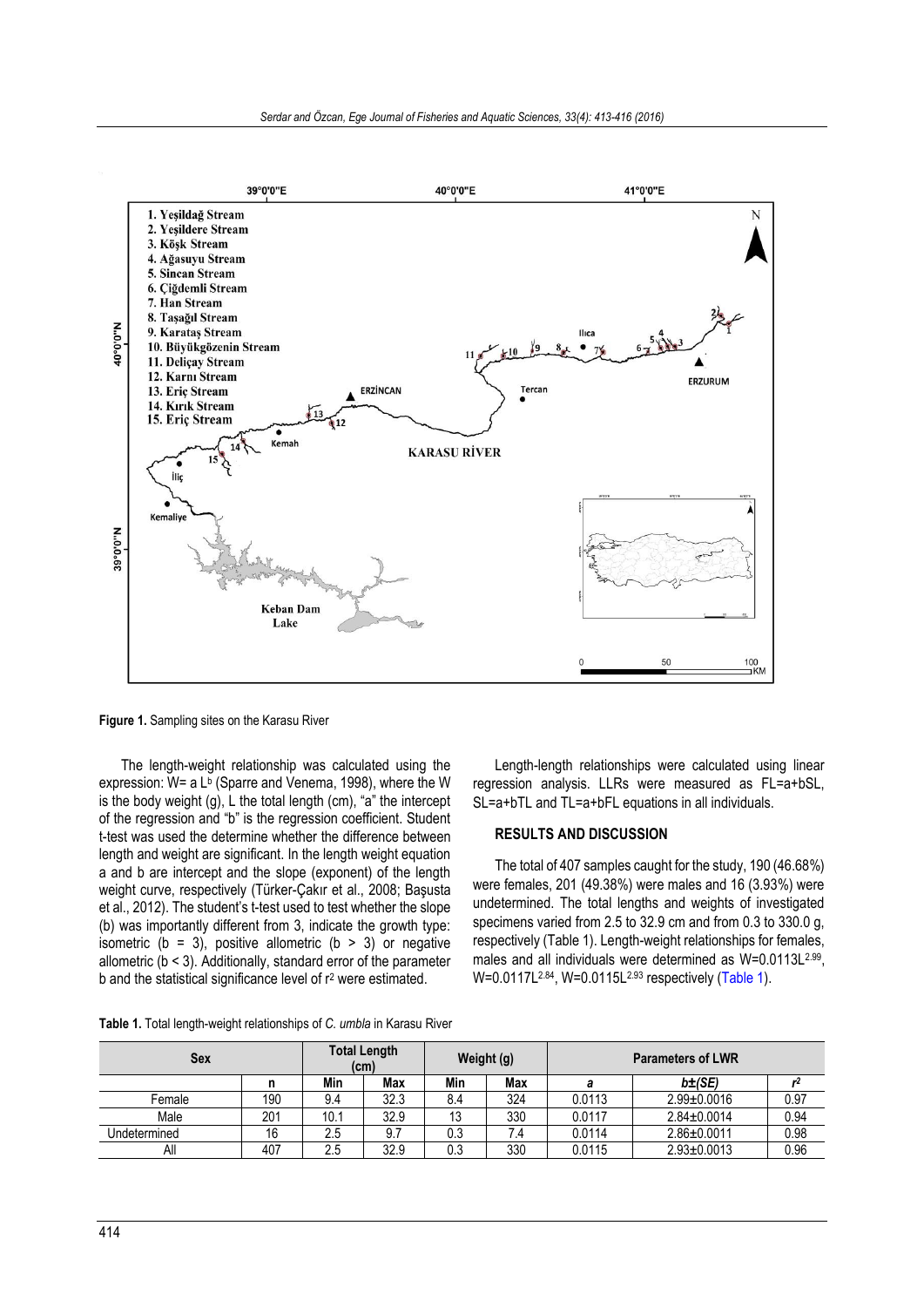Figure 1. Sampling sites on the Karasu River

The length-weight relationship was calculated using the expression: $W = a L^b$ (Sparre and Venema, 1998), where the W is the body weight (g), L the total length (cm), "a" the intercept of the regression and "b" is the regression coefficient. Student t-test was used the determine whether the difference between length and weight are significant. In the length weight equation a and b are intercept and the slope (exponent) of the length weight curve, respectively (Türker-Çakır et al., 2008; Başusta et al., 2012). The student's t-test used to test whether the slope (b) was importantly different from 3, indicate the growth type: isometric ($b = 3$), positive allometric ($b > 3$) or negative allometric ($b < 3$). Additionally, standard error of the parameter b and the statistical significance level of $r^2$ were estimated.

Length-length relationships were calculated using linear regression analysis. LLRs were measured as FL=a+bSL, SL=a+bTL and TL=a+bFL equations in all individuals.

## RESULTS AND DISCUSSION

The total of 407 samples caught for the study, 190 (46.68%) were females, 201 (49.38%) were males and 16 (3.93%) were undetermined. The total lengths and weights of investigated specimens varied from 2.5 to 32.9 cm and from 0.3 to 330.0 g, respectively (Table 1). Length-weight relationships for females, males and all individuals were determined as $W=0.0113L^{2.99}$, $W=0.0117L^{2.84}$, $W=0.0115L^{2.93}$ respectively (Table 1).

**Table 1.** Total length-weight relationships of *C. umbla* in Karasu River

| Sex | | Total Length (cm) | | Weight (g) | | Parameters of LWR | | |
|---|---|---|---|---|---|---|---|---|
| | n | Min | Max | Min | Max | *a* | *b±(SE)* | $r^2$ |
| Female | 190 | 9.4 | 32.3 | 8.4 | 324 | 0.0113 | 2.99±0.0016 | 0.97 |
| Male | 201 | 10.1 | 32.9 | 13 | 330 | 0.0117 | 2.84±0.0014 | 0.94 |
| Undetermined | 16 | 2.5 | 9.7 | 0.3 | 7.4 | 0.0114 | 2.86±0.0011 | 0.98 |
| All | 407 | 2.5 | 32.9 | 0.3 | 330 | 0.0115 | 2.93±0.0013 | 0.96 |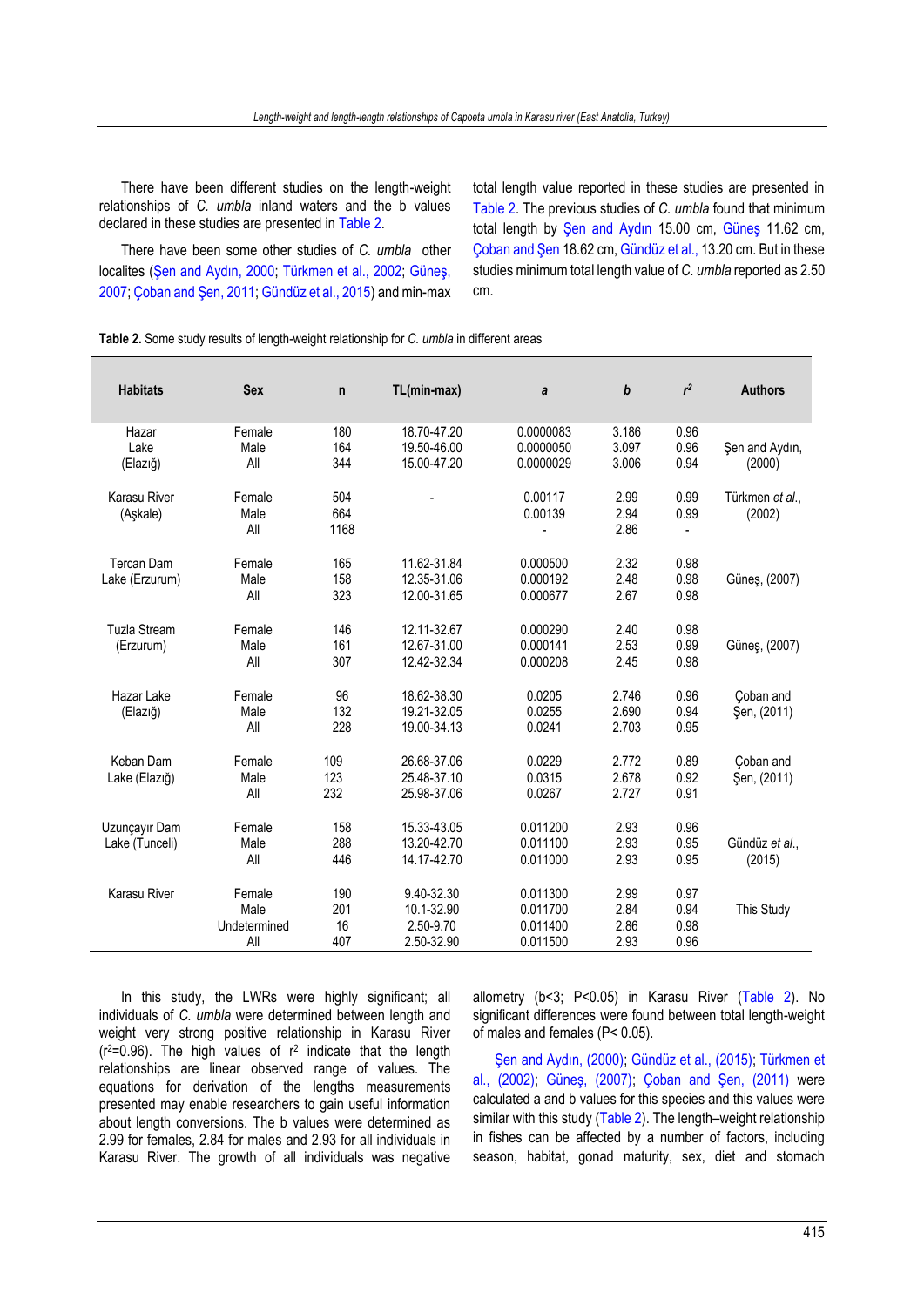There have been different studies on the length-weight relationships of *C. umbla* inland waters and the b values declared in these studies are presented in Table 2.

There have been some other studies of *C. umbla* other localites (Şen and Aydın, 2000; Türkmen et al., 2002; Güneş, 2007; Çoban and Şen, 2011; Gündüz et al., 2015) and min-max total length value reported in these studies are presented in Table 2. The previous studies of *C. umbla* found that minimum total length by Şen and Aydın 15.00 cm, Güneş 11.62 cm, Çoban and Şen 18.62 cm, Gündüz et al., 13.20 cm. But in these studies minimum total length value of *C. umbla* reported as 2.50 cm.

**Table 2.** Some study results of length-weight relationship for *C. umbla* in different areas

| Habitats | Sex | n | TL(min-max) | *a* | *b* | $r^2$ | Authors |
|---|---|---|---|---|---|---|---|
| Hazar Lake (Elazığ) | Female | 180 | 18.70-47.20 | 0.0000083 | 3.186 | 0.96 | Şen and Aydın, (2000) |
| | Male | 164 | 19.50-46.00 | 0.0000050 | 3.097 | 0.96 | |
| | All | 344 | 15.00-47.20 | 0.0000029 | 3.006 | 0.94 | |
| Karasu River (Aşkale) | Female | 504 | - | 0.00117 | 2.99 | 0.99 | Türkmen *et al.*, (2002) |
| | Male | 664 | | 0.00139 | 2.94 | 0.99 | |
| | All | 1168 | | - | 2.86 | - | |
| Tercan Dam Lake (Erzurum) | Female | 165 | 11.62-31.84 | 0.000500 | 2.32 | 0.98 | Güneş, (2007) |
| | Male | 158 | 12.35-31.06 | 0.000192 | 2.48 | 0.98 | |
| | All | 323 | 12.00-31.65 | 0.000677 | 2.67 | 0.98 | |
| Tuzla Stream (Erzurum) | Female | 146 | 12.11-32.67 | 0.000290 | 2.40 | 0.98 | Güneş, (2007) |
| | Male | 161 | 12.67-31.00 | 0.000141 | 2.53 | 0.99 | |
| | All | 307 | 12.42-32.34 | 0.000208 | 2.45 | 0.98 | |
| Hazar Lake (Elazığ) | Female | 96 | 18.62-38.30 | 0.0205 | 2.746 | 0.96 | Çoban and Şen, (2011) |
| | Male | 132 | 19.21-32.05 | 0.0255 | 2.690 | 0.94 | |
| | All | 228 | 19.00-34.13 | 0.0241 | 2.703 | 0.95 | |
| Keban Dam Lake (Elazığ) | Female | 109 | 26.68-37.06 | 0.0229 | 2.772 | 0.89 | Çoban and Şen, (2011) |
| | Male | 123 | 25.48-37.10 | 0.0315 | 2.678 | 0.92 | |
| | All | 232 | 25.98-37.06 | 0.0267 | 2.727 | 0.91 | |
| Uzunçayır Dam Lake (Tunceli) | Female | 158 | 15.33-43.05 | 0.011200 | 2.93 | 0.96 | Gündüz *et al.*, (2015) |
| | Male | 288 | 13.20-42.70 | 0.011100 | 2.93 | 0.95 | |
| | All | 446 | 14.17-42.70 | 0.011000 | 2.93 | 0.95 | |
| Karasu River | Female | 190 | 9.40-32.30 | 0.011300 | 2.99 | 0.97 | This Study |
| | Male | 201 | 10.1-32.90 | 0.011700 | 2.84 | 0.94 | |
| | Undetermined | 16 | 2.50-9.70 | 0.011400 | 2.86 | 0.98 | |
| | All | 407 | 2.50-32.90 | 0.011500 | 2.93 | 0.96 | |

In this study, the LWRs were highly significant; all individuals of *C. umbla* were determined between length and weight very strong positive relationship in Karasu River ($r^2$=0.96). The high values of $r^2$ indicate that the length relationships are linear observed range of values. The equations for derivation of the lengths measurements presented may enable researchers to gain useful information about length conversions. The b values were determined as 2.99 for females, 2.84 for males and 2.93 for all individuals in Karasu River. The growth of all individuals was negative allometry (b<3; P<0.05) in Karasu River (Table 2). No significant differences were found between total length-weight of males and females (P< 0.05).

Şen and Aydın, (2000); Gündüz et al., (2015); Türkmen et al., (2002); Güneş, (2007); Çoban and Şen, (2011) were calculated a and b values for this species and this values were similar with this study (Table 2). The length–weight relationship in fishes can be affected by a number of factors, including season, habitat, gonad maturity, sex, diet and stomach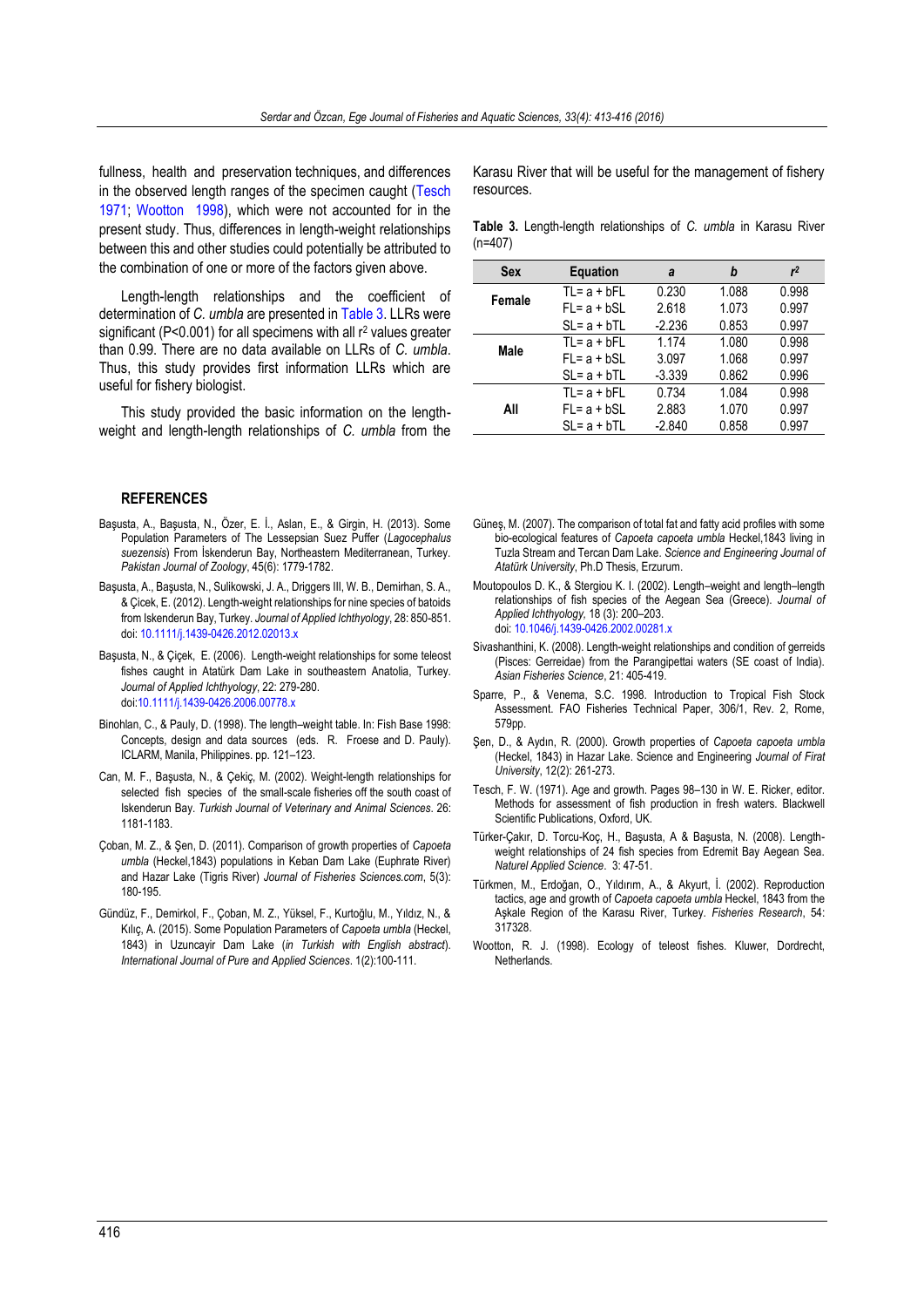fullness, health and preservation techniques, and differences in the observed length ranges of the specimen caught (Tesch 1971; Wootton 1998), which were not accounted for in the present study. Thus, differences in length-weight relationships between this and other studies could potentially be attributed to the combination of one or more of the factors given above.

Length-length relationships and the coefficient of determination of *C. umbla* are presented in Table 3. LLRs were significant (P<0.001) for all specimens with all $r^2$ values greater than 0.99. There are no data available on LLRs of *C. umbla*. Thus, this study provides first information LLRs which are useful for fishery biologist.

This study provided the basic information on the length-weight and length-length relationships of *C. umbla* from the Karasu River that will be useful for the management of fishery resources.

**Table 3.** Length-length relationships of *C. umbla* in Karasu River (n=407)

| Sex | Equation | *a* | *b* | $r^2$ |
|---|---|---|---|---|
| **Female** | TL= a + bFL | 0.230 | 1.088 | 0.998 |
| | FL= a + bSL | 2.618 | 1.073 | 0.997 |
| | SL= a + bTL | -2.236 | 0.853 | 0.997 |
| **Male** | TL= a + bFL | 1.174 | 1.080 | 0.998 |
| | FL= a + bSL | 3.097 | 1.068 | 0.997 |
| | SL= a + bTL | -3.339 | 0.862 | 0.996 |
| **All** | TL= a + bFL | 0.734 | 1.084 | 0.998 |
| | FL= a + bSL | 2.883 | 1.070 | 0.997 |
| | SL= a + bTL | -2.840 | 0.858 | 0.997 |

## REFERENCES

Başusta, A., Başusta, N., Özer, E. İ., Aslan, E., & Girgin, H. (2013). Some Population Parameters of The Lessepsian Suez Puffer (*Lagocephalus suezensis*) From İskenderun Bay, Northeastern Mediterranean, Turkey. *Pakistan Journal of Zoology*, 45(6): 1779-1782.

Başusta, A., Başusta, N., Sulikowski, J. A., Driggers III, W. B., Demirhan, S. A., & Çicek, E. (2012). Length-weight relationships for nine species of batoids from Iskenderun Bay, Turkey. *Journal of Applied Ichthyology*, 28: 850-851. doi: 10.1111/j.1439-0426.2012.02013.x

Başusta, N., & Çiçek, E. (2006). Length-weight relationships for some teleost fishes caught in Atatürk Dam Lake in southeastern Anatolia, Turkey. *Journal of Applied Ichthyology*, 22: 279-280. doi:10.1111/j.1439-0426.2006.00778.x

Binohlan, C., & Pauly, D. (1998). The length–weight table. In: Fish Base 1998: Concepts, design and data sources (eds. R. Froese and D. Pauly). ICLARM, Manila, Philippines. pp. 121–123.

Can, M. F., Başusta, N., & Çekiç, M. (2002). Weight-length relationships for selected fish species of the small-scale fisheries off the south coast of Iskenderun Bay. *Turkish Journal of Veterinary and Animal Sciences*. 26: 1181-1183.

Çoban, M. Z., & Şen, D. (2011). Comparison of growth properties of *Capoeta umbla* (Heckel,1843) populations in Keban Dam Lake (Euphrate River) and Hazar Lake (Tigris River) *Journal of Fisheries Sciences.com*, 5(3): 180-195.

Gündüz, F., Demirkol, F., Çoban, M. Z., Yüksel, F., Kurtoğlu, M., Yıldız, N., & Kılıç, A. (2015). Some Population Parameters of *Capoeta umbla* (Heckel, 1843) in Uzuncayir Dam Lake (*in Turkish with English abstract*). *International Journal of Pure and Applied Sciences*. 1(2):100-111.

Güneş, M. (2007). The comparison of total fat and fatty acid profiles with some bio-ecological features of *Capoeta capoeta umbla* Heckel,1843 living in Tuzla Stream and Tercan Dam Lake. *Science and Engineering Journal of Atatürk University*, Ph.D Thesis, Erzurum.

Moutopoulos D. K., & Stergiou K. I. (2002). Length–weight and length–length relationships of fish species of the Aegean Sea (Greece). *Journal of Applied Ichthyology,* 18 (3): 200–203. doi: 10.1046/j.1439-0426.2002.00281.x

Sivashanthini, K. (2008). Length-weight relationships and condition of gerreids (Pisces: Gerreidae) from the Parangipettai waters (SE coast of India). *Asian Fisheries Science*, 21: 405-419.

Sparre, P., & Venema, S.C. 1998. Introduction to Tropical Fish Stock Assessment. FAO Fisheries Technical Paper, 306/1, Rev. 2, Rome, 579pp.

Şen, D., & Aydın, R. (2000). Growth properties of *Capoeta capoeta umbla* (Heckel, 1843) in Hazar Lake. Science and Engineering *Journal of Firat University*, 12(2): 261-273.

Tesch, F. W. (1971). Age and growth. Pages 98–130 in W. E. Ricker, editor. Methods for assessment of fish production in fresh waters. Blackwell Scientific Publications, Oxford, UK.

Türker-Çakır, D. Torcu-Koç, H., Başusta, A & Başusta, N. (2008). Length-weight relationships of 24 fish species from Edremit Bay Aegean Sea. *Naturel Applied Science*. 3: 47-51.

Türkmen, M., Erdoğan, O., Yıldırım, A., & Akyurt, İ. (2002). Reproduction tactics, age and growth of *Capoeta capoeta umbla* Heckel, 1843 from the Aşkale Region of the Karasu River, Turkey. *Fisheries Research*, 54: 317328.

Wootton, R. J. (1998). Ecology of teleost fishes. Kluwer, Dordrecht, Netherlands.